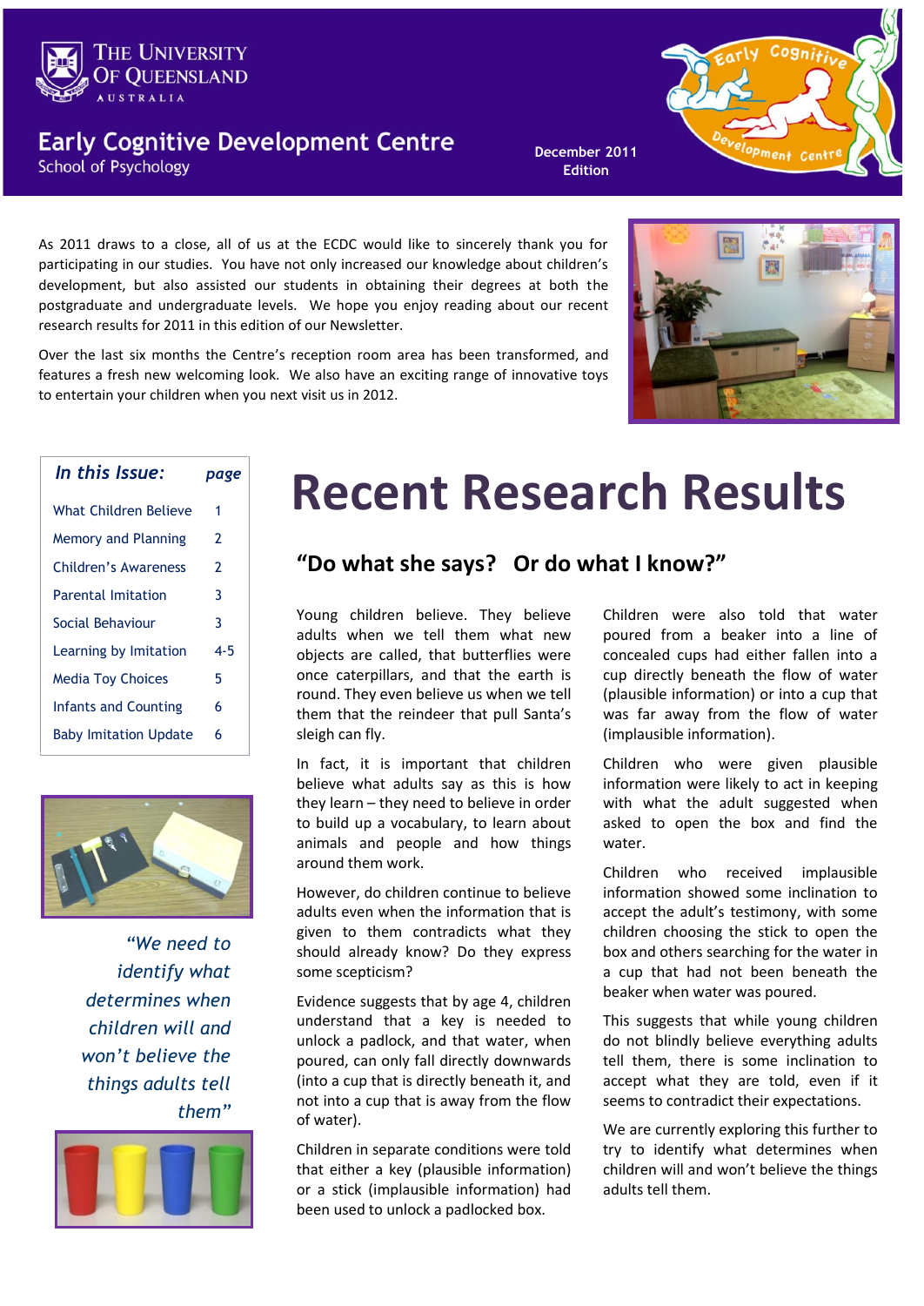The University of Queensland
AUSTRALIA

# Early Cognitive Development Centre

School of Psychology

December 2011 Edition

As 2011 draws to a close, all of us at the ECDC would like to sincerely thank you for participating in our studies. You have not only increased our knowledge about children's development, but also assisted our students in obtaining their degrees at both the postgraduate and undergraduate levels. We hope you enjoy reading about our recent research results for 2011 in this edition of our Newsletter.

Over the last six months the Centre's reception room area has been transformed, and features a fresh new welcoming look. We also have an exciting range of innovative toys to entertain your children when you next visit us in 2012.

| *In this Issue:* | *page* |
|---|---|
| What Children Believe | 1 |
| Memory and Planning | 2 |
| Children's Awareness | 2 |
| Parental Imitation | 3 |
| Social Behaviour | 3 |
| Learning by Imitation | 4-5 |
| Media Toy Choices | 5 |
| Infants and Counting | 6 |
| Baby Imitation Update | 6 |

*"We need to identify what determines when children will and won't believe the things adults tell them"*

# Recent Research Results

## "Do what she says? Or do what I know?"

Young children believe. They believe adults when we tell them what new objects are called, that butterflies were once caterpillars, and that the earth is round. They even believe us when we tell them that the reindeer that pull Santa's sleigh can fly.

In fact, it is important that children believe what adults say as this is how they learn – they need to believe in order to build up a vocabulary, to learn about animals and people and how things around them work.

However, do children continue to believe adults even when the information that is given to them contradicts what they should already know? Do they express some scepticism?

Evidence suggests that by age 4, children understand that a key is needed to unlock a padlock, and that water, when poured, can only fall directly downwards (into a cup that is directly beneath it, and not into a cup that is away from the flow of water).

Children in separate conditions were told that either a key (plausible information) or a stick (implausible information) had been used to unlock a padlocked box.

Children were also told that water poured from a beaker into a line of concealed cups had either fallen into a cup directly beneath the flow of water (plausible information) or into a cup that was far away from the flow of water (implausible information).

Children who were given plausible information were likely to act in keeping with what the adult suggested when asked to open the box and find the water.

Children who received implausible information showed some inclination to accept the adult's testimony, with some children choosing the stick to open the box and others searching for the water in a cup that had not been beneath the beaker when water was poured.

This suggests that while young children do not blindly believe everything adults tell them, there is some inclination to accept what they are told, even if it seems to contradict their expectations.

We are currently exploring this further to try to identify what determines when children will and won't believe the things adults tell them.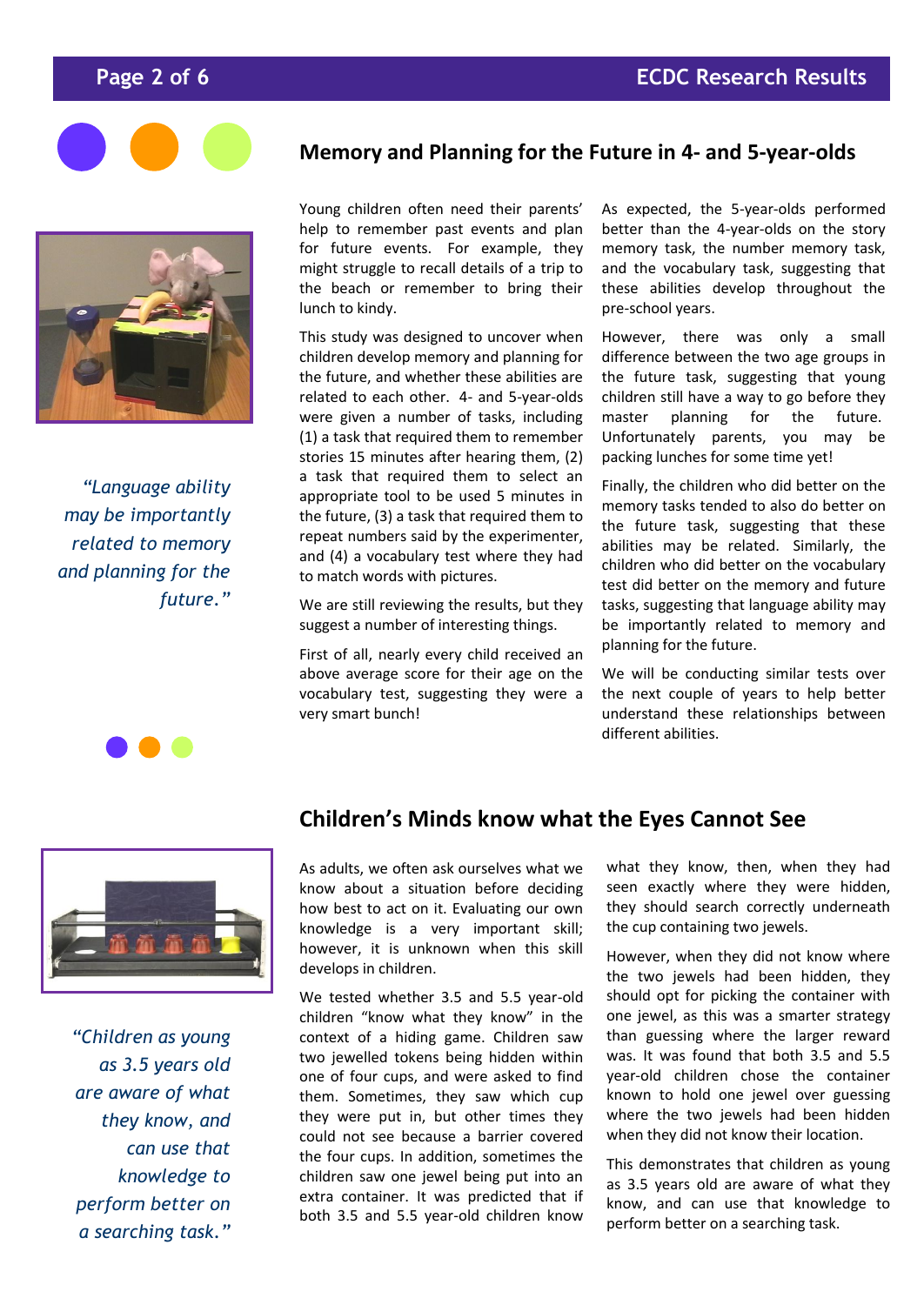## Memory and Planning for the Future in 4- and 5-year-olds

*"Language ability may be importantly related to memory and planning for the future."*

Young children often need their parents' help to remember past events and plan for future events. For example, they might struggle to recall details of a trip to the beach or remember to bring their lunch to kindy.

This study was designed to uncover when children develop memory and planning for the future, and whether these abilities are related to each other. 4- and 5-year-olds were given a number of tasks, including (1) a task that required them to remember stories 15 minutes after hearing them, (2) a task that required them to select an appropriate tool to be used 5 minutes in the future, (3) a task that required them to repeat numbers said by the experimenter, and (4) a vocabulary test where they had to match words with pictures.

We are still reviewing the results, but they suggest a number of interesting things.

First of all, nearly every child received an above average score for their age on the vocabulary test, suggesting they were a very smart bunch!

As expected, the 5-year-olds performed better than the 4-year-olds on the story memory task, the number memory task, and the vocabulary task, suggesting that these abilities develop throughout the pre-school years.

However, there was only a small difference between the two age groups in the future task, suggesting that young children still have a way to go before they master planning for the future. Unfortunately parents, you may be packing lunches for some time yet!

Finally, the children who did better on the memory tasks tended to also do better on the future task, suggesting that these abilities may be related. Similarly, the children who did better on the vocabulary test did better on the memory and future tasks, suggesting that language ability may be importantly related to memory and planning for the future.

We will be conducting similar tests over the next couple of years to help better understand these relationships between different abilities.

## Children's Minds know what the Eyes Cannot See

*"Children as young as 3.5 years old are aware of what they know, and can use that knowledge to perform better on a searching task."*

As adults, we often ask ourselves what we know about a situation before deciding how best to act on it. Evaluating our own knowledge is a very important skill; however, it is unknown when this skill develops in children.

We tested whether 3.5 and 5.5 year-old children "know what they know" in the context of a hiding game. Children saw two jewelled tokens being hidden within one of four cups, and were asked to find them. Sometimes, they saw which cup they were put in, but other times they could not see because a barrier covered the four cups. In addition, sometimes the children saw one jewel being put into an extra container. It was predicted that if both 3.5 and 5.5 year-old children know what they know, then, when they had seen exactly where they were hidden, they should search correctly underneath the cup containing two jewels.

However, when they did not know where the two jewels had been hidden, they should opt for picking the container with one jewel, as this was a smarter strategy than guessing where the larger reward was. It was found that both 3.5 and 5.5 year-old children chose the container known to hold one jewel over guessing where the two jewels had been hidden when they did not know their location.

This demonstrates that children as young as 3.5 years old are aware of what they know, and can use that knowledge to perform better on a searching task.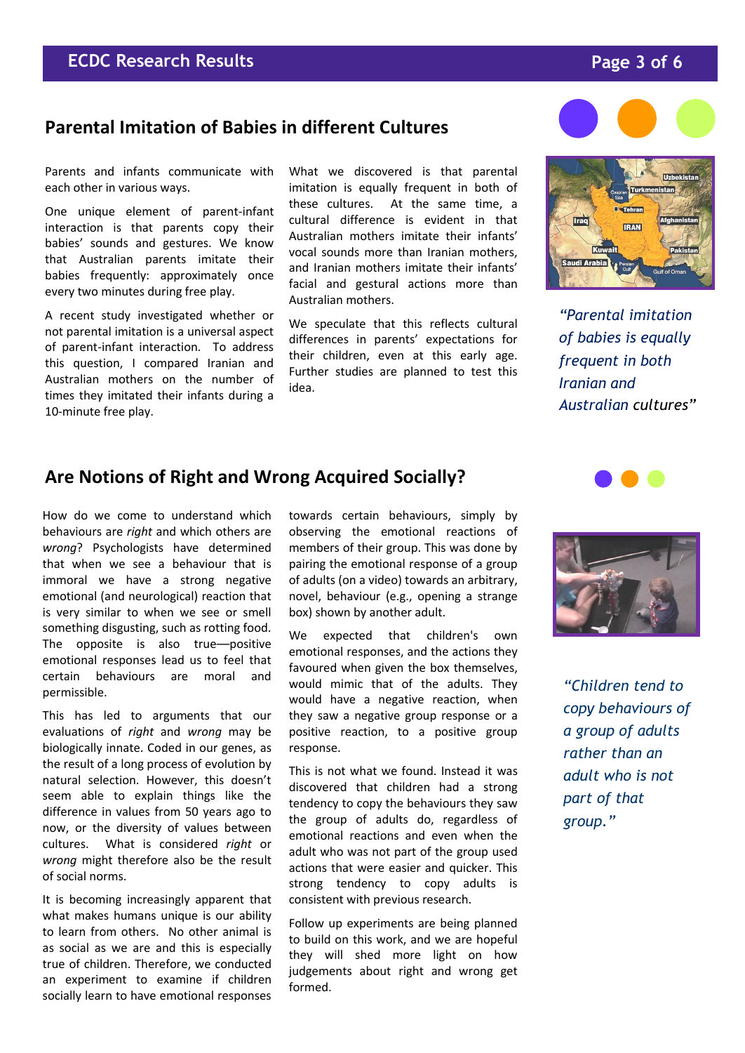## Parental Imitation of Babies in different Cultures

Parents and infants communicate with each other in various ways.

One unique element of parent-infant interaction is that parents copy their babies' sounds and gestures. We know that Australian parents imitate their babies frequently: approximately once every two minutes during free play.

A recent study investigated whether or not parental imitation is a universal aspect of parent-infant interaction. To address this question, I compared Iranian and Australian mothers on the number of times they imitated their infants during a 10-minute free play.

What we discovered is that parental imitation is equally frequent in both of these cultures. At the same time, a cultural difference is evident in that Australian mothers imitate their infants' vocal sounds more than Iranian mothers, and Iranian mothers imitate their infants' facial and gestural actions more than Australian mothers.

We speculate that this reflects cultural differences in parents' expectations for their children, even at this early age. Further studies are planned to test this idea.

*"Parental imitation of babies is equally frequent in both Iranian and Australian cultures"*

## Are Notions of Right and Wrong Acquired Socially?

How do we come to understand which behaviours are *right* and which others are *wrong*? Psychologists have determined that when we see a behaviour that is immoral we have a strong negative emotional (and neurological) reaction that is very similar to when we see or smell something disgusting, such as rotting food. The opposite is also true—positive emotional responses lead us to feel that certain behaviours are moral and permissible.

This has led to arguments that our evaluations of *right* and *wrong* may be biologically innate. Coded in our genes, as the result of a long process of evolution by natural selection. However, this doesn't seem able to explain things like the difference in values from 50 years ago to now, or the diversity of values between cultures. What is considered *right* or *wrong* might therefore also be the result of social norms.

It is becoming increasingly apparent that what makes humans unique is our ability to learn from others. No other animal is as social as we are and this is especially true of children. Therefore, we conducted an experiment to examine if children socially learn to have emotional responses towards certain behaviours, simply by observing the emotional reactions of members of their group. This was done by pairing the emotional response of a group of adults (on a video) towards an arbitrary, novel, behaviour (e.g., opening a strange box) shown by another adult.

We expected that children's own emotional responses, and the actions they favoured when given the box themselves, would mimic that of the adults. They would have a negative reaction, when they saw a negative group response or a positive reaction, to a positive group response.

This is not what we found. Instead it was discovered that children had a strong tendency to copy the behaviours they saw the group of adults do, regardless of emotional reactions and even when the adult who was not part of the group used actions that were easier and quicker. This strong tendency to copy adults is consistent with previous research.

Follow up experiments are being planned to build on this work, and we are hopeful they will shed more light on how judgements about right and wrong get formed.

*"Children tend to copy behaviours of a group of adults rather than an adult who is not part of that group."*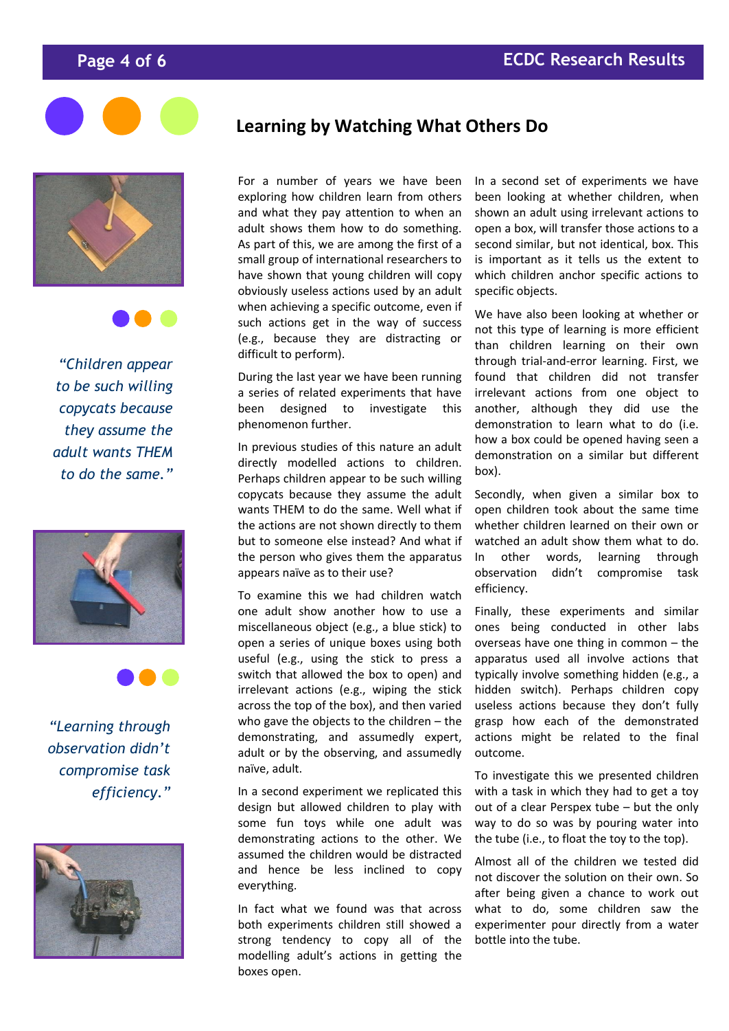## Learning by Watching What Others Do

*"Children appear to be such willing copycats because they assume the adult wants THEM to do the same."*

*"Learning through observation didn't compromise task efficiency."*

For a number of years we have been exploring how children learn from others and what they pay attention to when an adult shows them how to do something. As part of this, we are among the first of a small group of international researchers to have shown that young children will copy obviously useless actions used by an adult when achieving a specific outcome, even if such actions get in the way of success (e.g., because they are distracting or difficult to perform).

During the last year we have been running a series of related experiments that have been designed to investigate this phenomenon further.

In previous studies of this nature an adult directly modelled actions to children. Perhaps children appear to be such willing copycats because they assume the adult wants THEM to do the same. Well what if the actions are not shown directly to them but to someone else instead? And what if the person who gives them the apparatus appears naïve as to their use?

To examine this we had children watch one adult show another how to use a miscellaneous object (e.g., a blue stick) to open a series of unique boxes using both useful (e.g., using the stick to press a switch that allowed the box to open) and irrelevant actions (e.g., wiping the stick across the top of the box), and then varied who gave the objects to the children – the demonstrating, and assumedly expert, adult or by the observing, and assumedly naïve, adult.

In a second experiment we replicated this design but allowed children to play with some fun toys while one adult was demonstrating actions to the other. We assumed the children would be distracted and hence be less inclined to copy everything.

In fact what we found was that across both experiments children still showed a strong tendency to copy all of the modelling adult's actions in getting the boxes open.

In a second set of experiments we have been looking at whether children, when shown an adult using irrelevant actions to open a box, will transfer those actions to a second similar, but not identical, box. This is important as it tells us the extent to which children anchor specific actions to specific objects.

We have also been looking at whether or not this type of learning is more efficient than children learning on their own through trial-and-error learning. First, we found that children did not transfer irrelevant actions from one object to another, although they did use the demonstration to learn what to do (i.e. how a box could be opened having seen a demonstration on a similar but different box).

Secondly, when given a similar box to open children took about the same time whether children learned on their own or watched an adult show them what to do. In other words, learning through observation didn't compromise task efficiency.

Finally, these experiments and similar ones being conducted in other labs overseas have one thing in common – the apparatus used all involve actions that typically involve something hidden (e.g., a hidden switch). Perhaps children copy useless actions because they don't fully grasp how each of the demonstrated actions might be related to the final outcome.

To investigate this we presented children with a task in which they had to get a toy out of a clear Perspex tube – but the only way to do so was by pouring water into the tube (i.e., to float the toy to the top).

Almost all of the children we tested did not discover the solution on their own. So after being given a chance to work out what to do, some children saw the experimenter pour directly from a water bottle into the tube.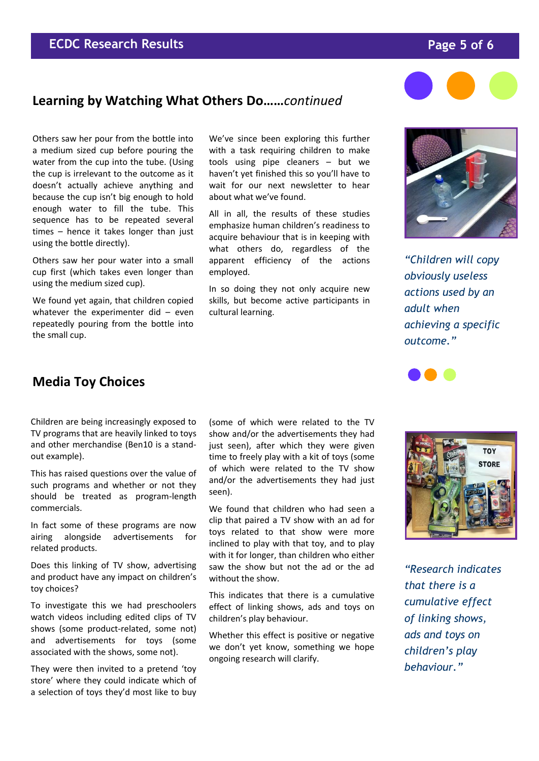## Learning by Watching What Others Do……*continued*

Others saw her pour from the bottle into a medium sized cup before pouring the water from the cup into the tube. (Using the cup is irrelevant to the outcome as it doesn't actually achieve anything and because the cup isn't big enough to hold enough water to fill the tube. This sequence has to be repeated several times – hence it takes longer than just using the bottle directly).

Others saw her pour water into a small cup first (which takes even longer than using the medium sized cup).

We found yet again, that children copied whatever the experimenter did – even repeatedly pouring from the bottle into the small cup.

We've since been exploring this further with a task requiring children to make tools using pipe cleaners – but we haven't yet finished this so you'll have to wait for our next newsletter to hear about what we've found.

All in all, the results of these studies emphasize human children's readiness to acquire behaviour that is in keeping with what others do, regardless of the apparent efficiency of the actions employed.

In so doing they not only acquire new skills, but become active participants in cultural learning.

*"Children will copy obviously useless actions used by an adult when achieving a specific outcome."*

## Media Toy Choices

Children are being increasingly exposed to TV programs that are heavily linked to toys and other merchandise (Ben10 is a stand-out example).

This has raised questions over the value of such programs and whether or not they should be treated as program-length commercials.

In fact some of these programs are now airing alongside advertisements for related products.

Does this linking of TV show, advertising and product have any impact on children's toy choices?

To investigate this we had preschoolers watch videos including edited clips of TV shows (some product-related, some not) and advertisements for toys (some associated with the shows, some not).

They were then invited to a pretend 'toy store' where they could indicate which of a selection of toys they'd most like to buy (some of which were related to the TV show and/or the advertisements they had just seen), after which they were given time to freely play with a kit of toys (some of which were related to the TV show and/or the advertisements they had just seen).

We found that children who had seen a clip that paired a TV show with an ad for toys related to that show were more inclined to play with that toy, and to play with it for longer, than children who either saw the show but not the ad or the ad without the show.

This indicates that there is a cumulative effect of linking shows, ads and toys on children's play behaviour.

Whether this effect is positive or negative we don't yet know, something we hope ongoing research will clarify.

*"Research indicates that there is a cumulative effect of linking shows, ads and toys on children's play behaviour."*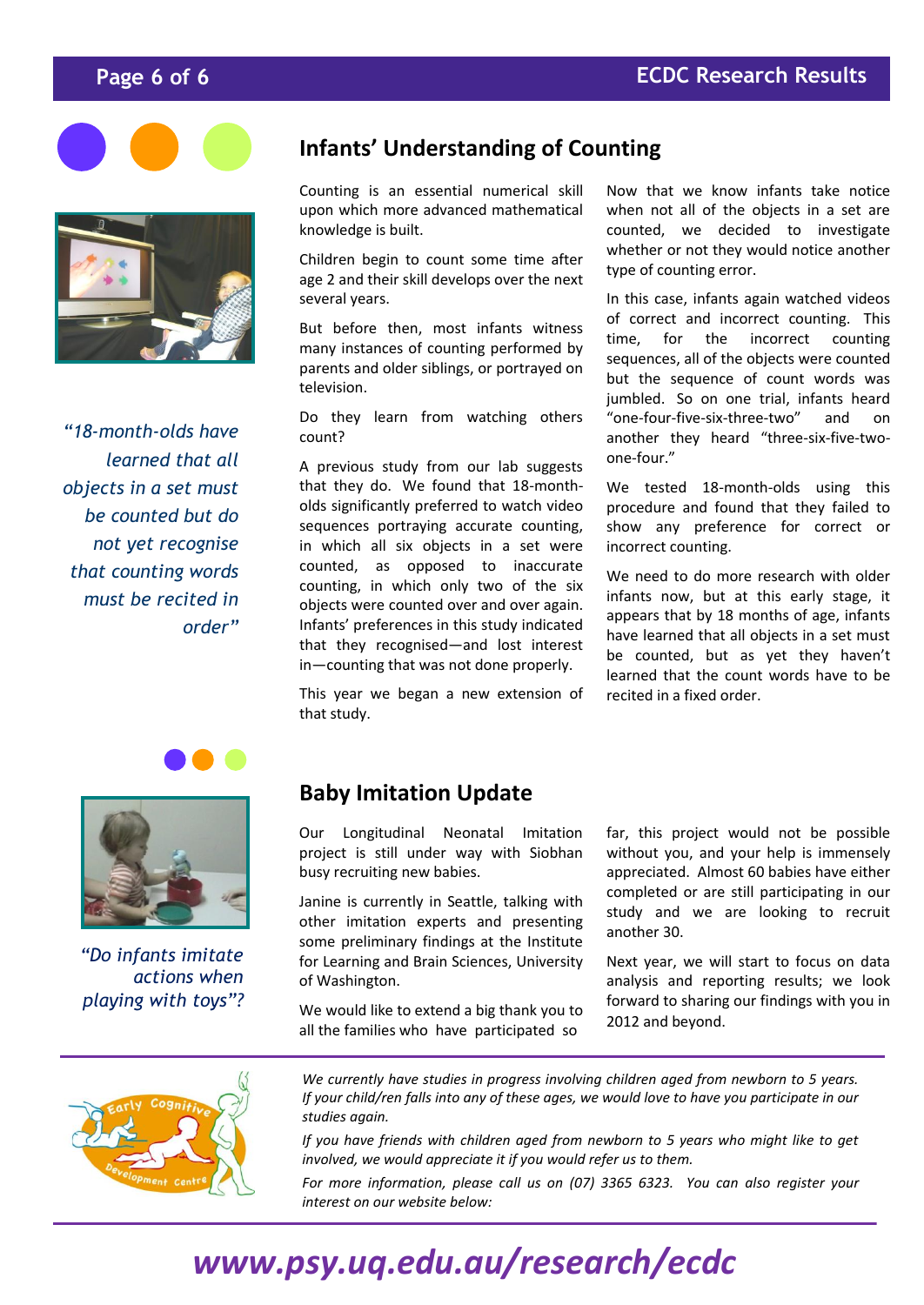## Infants' Understanding of Counting

*"18-month-olds have learned that all objects in a set must be counted but do not yet recognise that counting words must be recited in order"*

Counting is an essential numerical skill upon which more advanced mathematical knowledge is built.

Children begin to count some time after age 2 and their skill develops over the next several years.

But before then, most infants witness many instances of counting performed by parents and older siblings, or portrayed on television.

Do they learn from watching others count?

A previous study from our lab suggests that they do. We found that 18-month-olds significantly preferred to watch video sequences portraying accurate counting, in which all six objects in a set were counted, as opposed to inaccurate counting, in which only two of the six objects were counted over and over again. Infants' preferences in this study indicated that they recognised—and lost interest in—counting that was not done properly.

This year we began a new extension of that study.

Now that we know infants take notice when not all of the objects in a set are counted, we decided to investigate whether or not they would notice another type of counting error.

In this case, infants again watched videos of correct and incorrect counting. This time, for the incorrect counting sequences, all of the objects were counted but the sequence of count words was jumbled. So on one trial, infants heard "one-four-five-six-three-two" and on another they heard "three-six-five-two-one-four."

We tested 18-month-olds using this procedure and found that they failed to show any preference for correct or incorrect counting.

We need to do more research with older infants now, but at this early stage, it appears that by 18 months of age, infants have learned that all objects in a set must be counted, but as yet they haven't learned that the count words have to be recited in a fixed order.

## Baby Imitation Update

*"Do infants imitate actions when playing with toys"?*

Our Longitudinal Neonatal Imitation project is still under way with Siobhan busy recruiting new babies.

Janine is currently in Seattle, talking with other imitation experts and presenting some preliminary findings at the Institute for Learning and Brain Sciences, University of Washington.

We would like to extend a big thank you to all the families who have participated so far, this project would not be possible without you, and your help is immensely appreciated. Almost 60 babies have either completed or are still participating in our study and we are looking to recruit another 30.

Next year, we will start to focus on data analysis and reporting results; we look forward to sharing our findings with you in 2012 and beyond.

---

Early Cognitive Development Centre

*We currently have studies in progress involving children aged from newborn to 5 years. If your child/ren falls into any of these ages, we would love to have you participate in our studies again.*

*If you have friends with children aged from newborn to 5 years who might like to get involved, we would appreciate it if you would refer us to them.*

*For more information, please call us on (07) 3365 6323. You can also register your interest on our website below:*

**www.psy.uq.edu.au/research/ecdc**